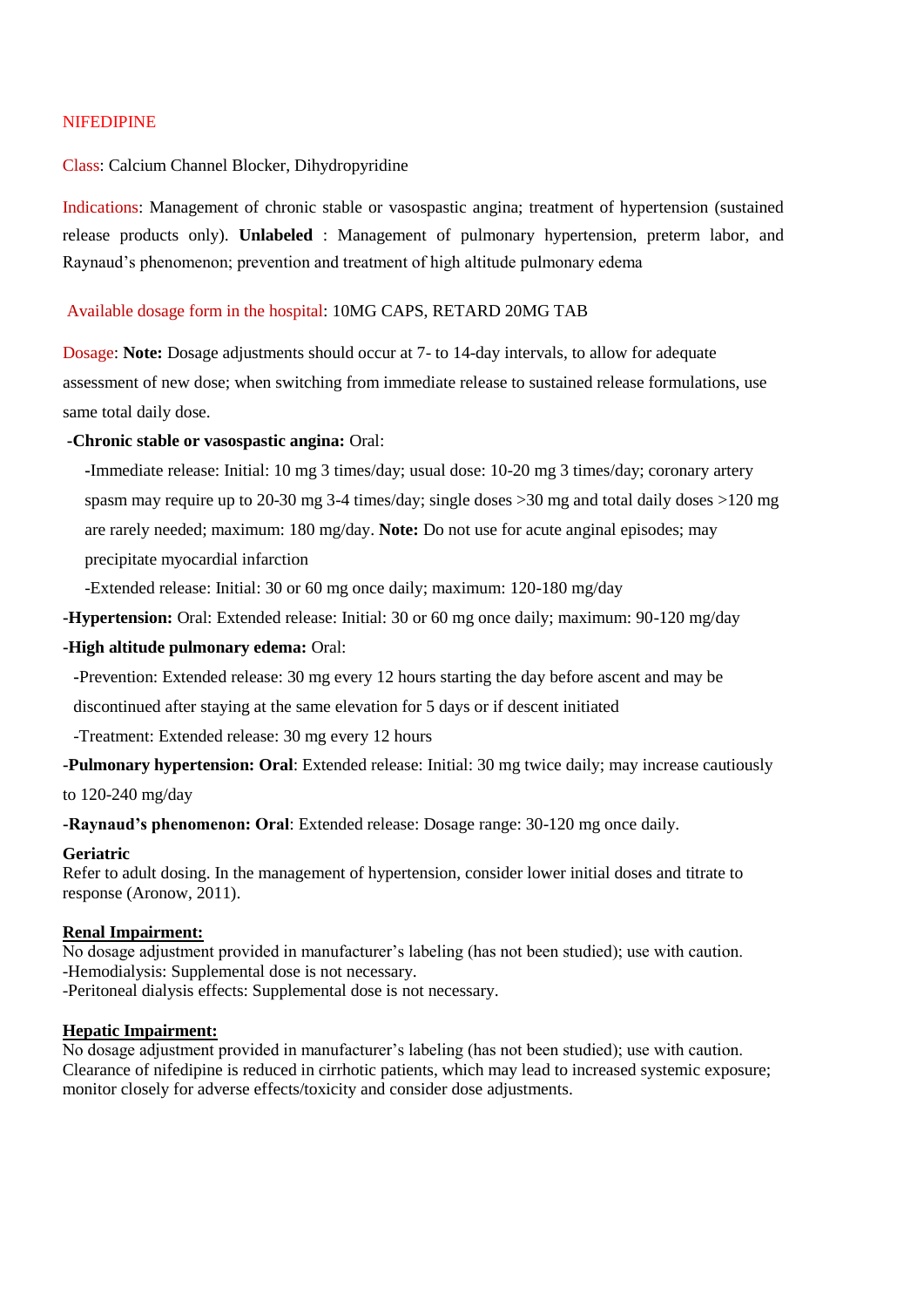# NIFEDIPINE

**Class**: Calcium Channel Blocker, Dihydropyridine

**Indications**: Management of chronic stable or vasospastic angina; treatment of hypertension (sustained release products only). **Unlabeled** : Management of pulmonary hypertension, preterm labor, and Raynaud's phenomenon; prevention and treatment of high altitude pulmonary edema

**Available dosage form in the hospital**: 10MG CAPS, RETARD 20MG TAB

**Dosage**: **Note:** Dosage adjustments should occur at 7- to 14-day intervals, to allow for adequate assessment of new dose; when switching from immediate release to sustained release formulations, use same total daily dose.

**-Chronic stable or vasospastic angina:** Oral:

- -Immediate release: Initial: 10 mg 3 times/day; usual dose: 10-20 mg 3 times/day; coronary artery spasm may require up to 20-30 mg 3-4 times/day; single doses >30 mg and total daily doses >120 mg are rarely needed; maximum: 180 mg/day. **Note:** Do not use for acute anginal episodes; may precipitate myocardial infarction
- -Extended release: Initial: 30 or 60 mg once daily; maximum: 120-180 mg/day

**-Hypertension:** Oral: Extended release: Initial: 30 or 60 mg once daily; maximum: 90-120 mg/day

**-High altitude pulmonary edema:** Oral:

- -Prevention: Extended release: 30 mg every 12 hours starting the day before ascent and may be discontinued after staying at the same elevation for 5 days or if descent initiated
- -Treatment: Extended release: 30 mg every 12 hours

**-Pulmonary hypertension: Oral**: Extended release: Initial: 30 mg twice daily; may increase cautiously to 120-240 mg/day

**-Raynaud's phenomenon: Oral**: Extended release: Dosage range: 30-120 mg once daily.

**Geriatric**
Refer to adult dosing. In the management of hypertension, consider lower initial doses and titrate to response (Aronow, 2011).

**Renal Impairment:**
No dosage adjustment provided in manufacturer's labeling (has not been studied); use with caution.
-Hemodialysis: Supplemental dose is not necessary.
-Peritoneal dialysis effects: Supplemental dose is not necessary.

**Hepatic Impairment:**
No dosage adjustment provided in manufacturer's labeling (has not been studied); use with caution. Clearance of nifedipine is reduced in cirrhotic patients, which may lead to increased systemic exposure; monitor closely for adverse effects/toxicity and consider dose adjustments.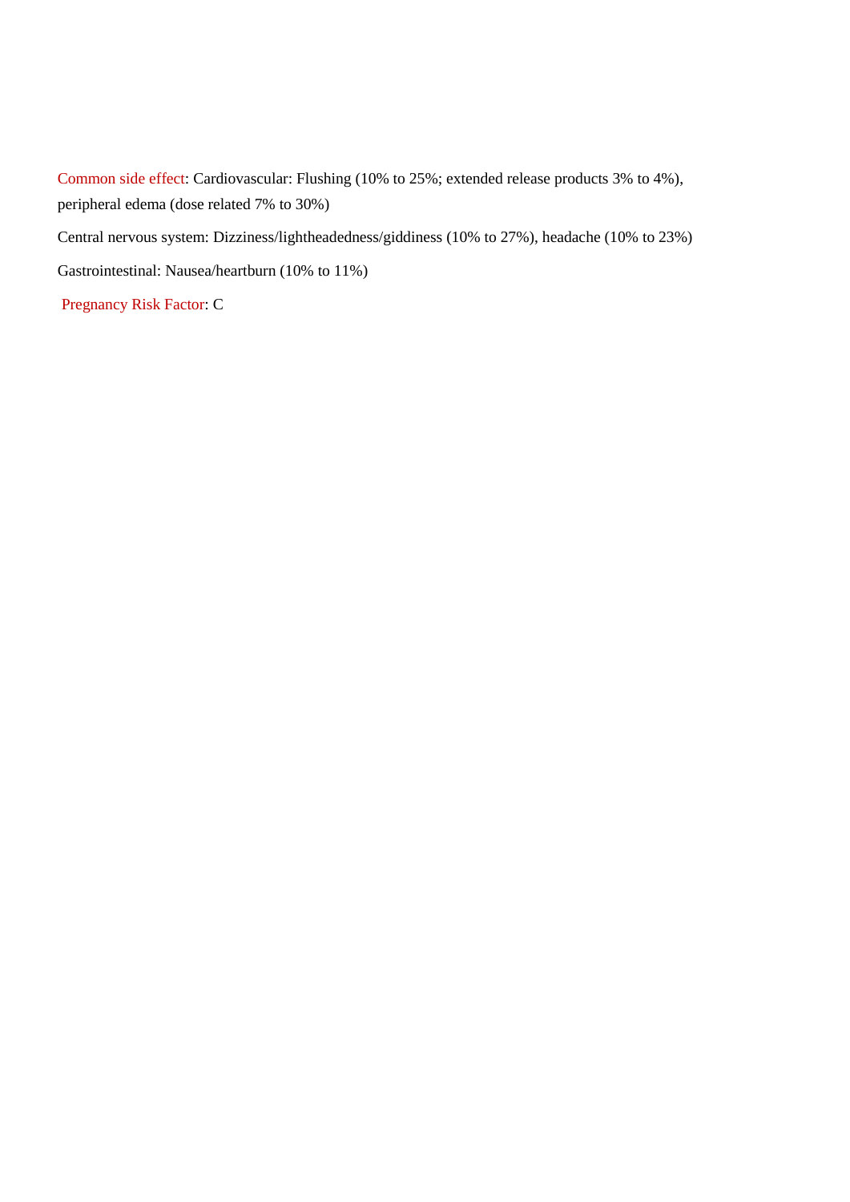**Common side effect**: Cardiovascular: Flushing (10% to 25%; extended release products 3% to 4%), peripheral edema (dose related 7% to 30%)

Central nervous system: Dizziness/lightheadedness/giddiness (10% to 27%), headache (10% to 23%)

Gastrointestinal: Nausea/heartburn (10% to 11%)

**Pregnancy Risk Factor**: C